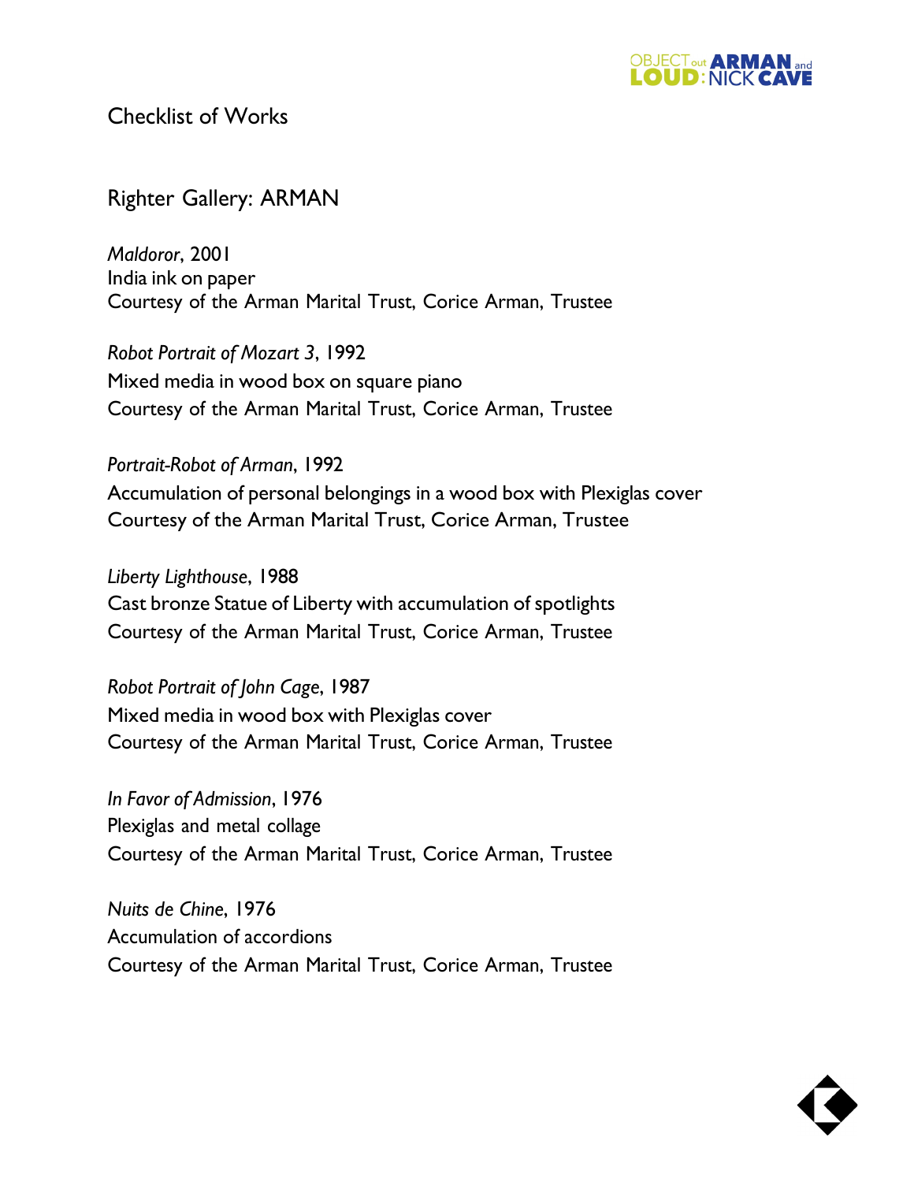# Checklist of Works

## Righter Gallery: ARMAN

*Maldoror*, 2001
India ink on paper
Courtesy of the Arman Marital Trust, Corice Arman, Trustee

*Robot Portrait of Mozart 3*, 1992
Mixed media in wood box on square piano
Courtesy of the Arman Marital Trust, Corice Arman, Trustee

*Portrait-Robot of Arman*, 1992
Accumulation of personal belongings in a wood box with Plexiglas cover
Courtesy of the Arman Marital Trust, Corice Arman, Trustee

*Liberty Lighthouse*, 1988
Cast bronze Statue of Liberty with accumulation of spotlights
Courtesy of the Arman Marital Trust, Corice Arman, Trustee

*Robot Portrait of John Cage*, 1987
Mixed media in wood box with Plexiglas cover
Courtesy of the Arman Marital Trust, Corice Arman, Trustee

*In Favor of Admission*, 1976
Plexiglas and metal collage
Courtesy of the Arman Marital Trust, Corice Arman, Trustee

*Nuits de Chine*, 1976
Accumulation of accordions
Courtesy of the Arman Marital Trust, Corice Arman, Trustee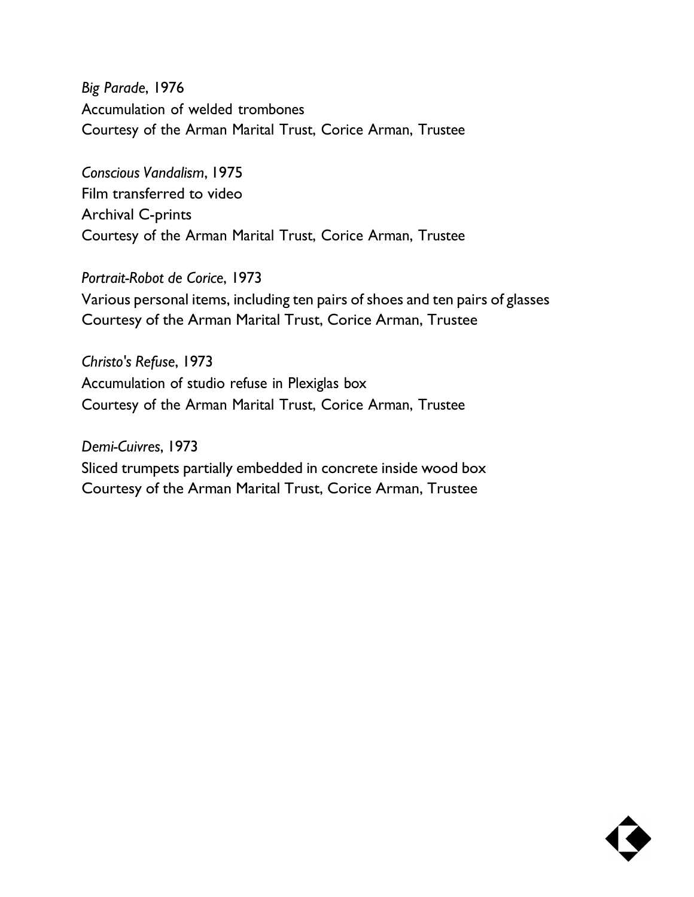*Big Parade*, 1976
Accumulation of welded trombones
Courtesy of the Arman Marital Trust, Corice Arman, Trustee

*Conscious Vandalism*, 1975
Film transferred to video
Archival C-prints
Courtesy of the Arman Marital Trust, Corice Arman, Trustee

*Portrait-Robot de Corice*, 1973
Various personal items, including ten pairs of shoes and ten pairs of glasses
Courtesy of the Arman Marital Trust, Corice Arman, Trustee

*Christo's Refuse*, 1973
Accumulation of studio refuse in Plexiglas box
Courtesy of the Arman Marital Trust, Corice Arman, Trustee

*Demi-Cuivres*, 1973
Sliced trumpets partially embedded in concrete inside wood box
Courtesy of the Arman Marital Trust, Corice Arman, Trustee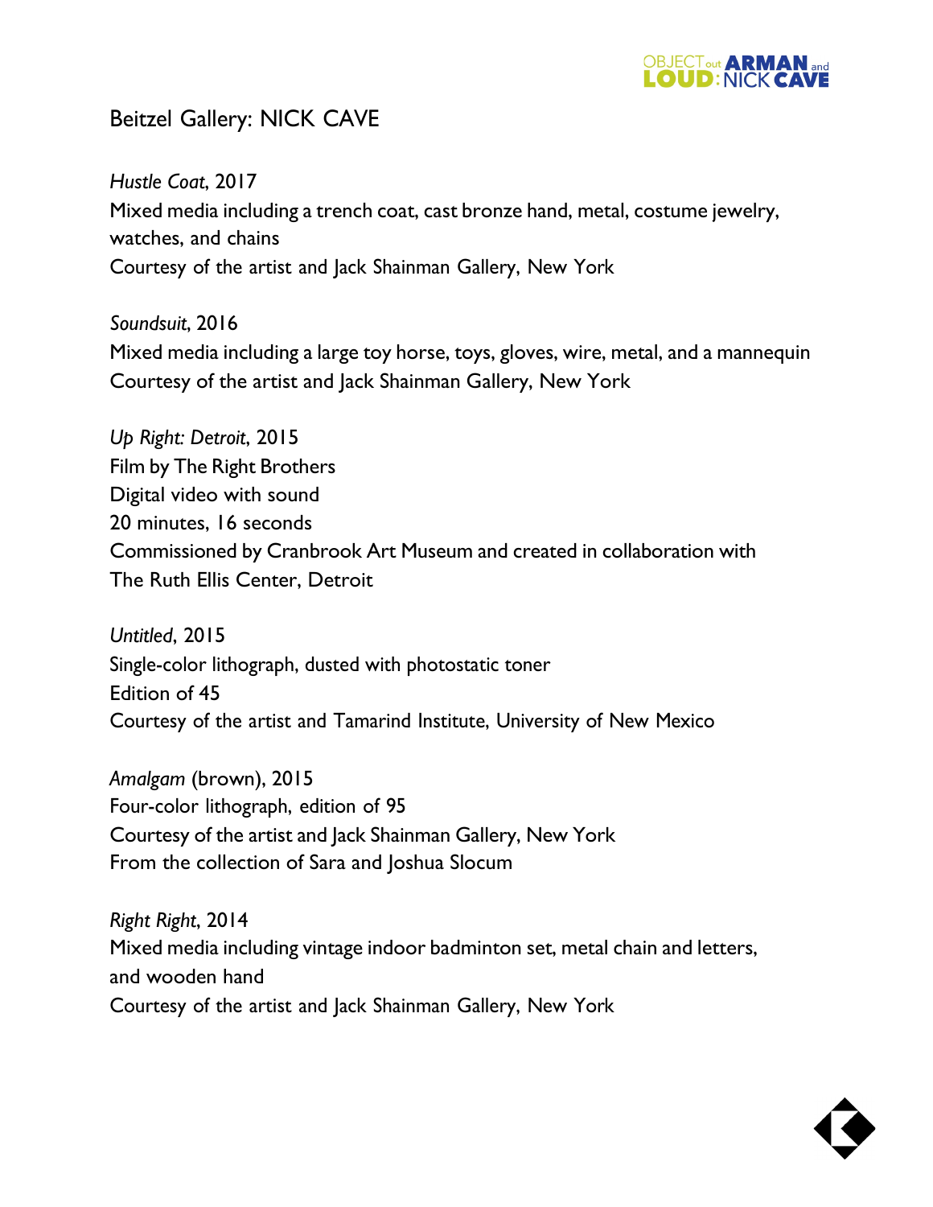## Beitzel Gallery: NICK CAVE

*Hustle Coat*, 2017
Mixed media including a trench coat, cast bronze hand, metal, costume jewelry, watches, and chains
Courtesy of the artist and Jack Shainman Gallery, New York

*Soundsuit*, 2016
Mixed media including a large toy horse, toys, gloves, wire, metal, and a mannequin
Courtesy of the artist and Jack Shainman Gallery, New York

*Up Right: Detroit*, 2015
Film by The Right Brothers
Digital video with sound
20 minutes, 16 seconds
Commissioned by Cranbrook Art Museum and created in collaboration with The Ruth Ellis Center, Detroit

*Untitled*, 2015
Single-color lithograph, dusted with photostatic toner
Edition of 45
Courtesy of the artist and Tamarind Institute, University of New Mexico

*Amalgam* (brown), 2015
Four-color lithograph, edition of 95
Courtesy of the artist and Jack Shainman Gallery, New York
From the collection of Sara and Joshua Slocum

*Right Right*, 2014
Mixed media including vintage indoor badminton set, metal chain and letters, and wooden hand
Courtesy of the artist and Jack Shainman Gallery, New York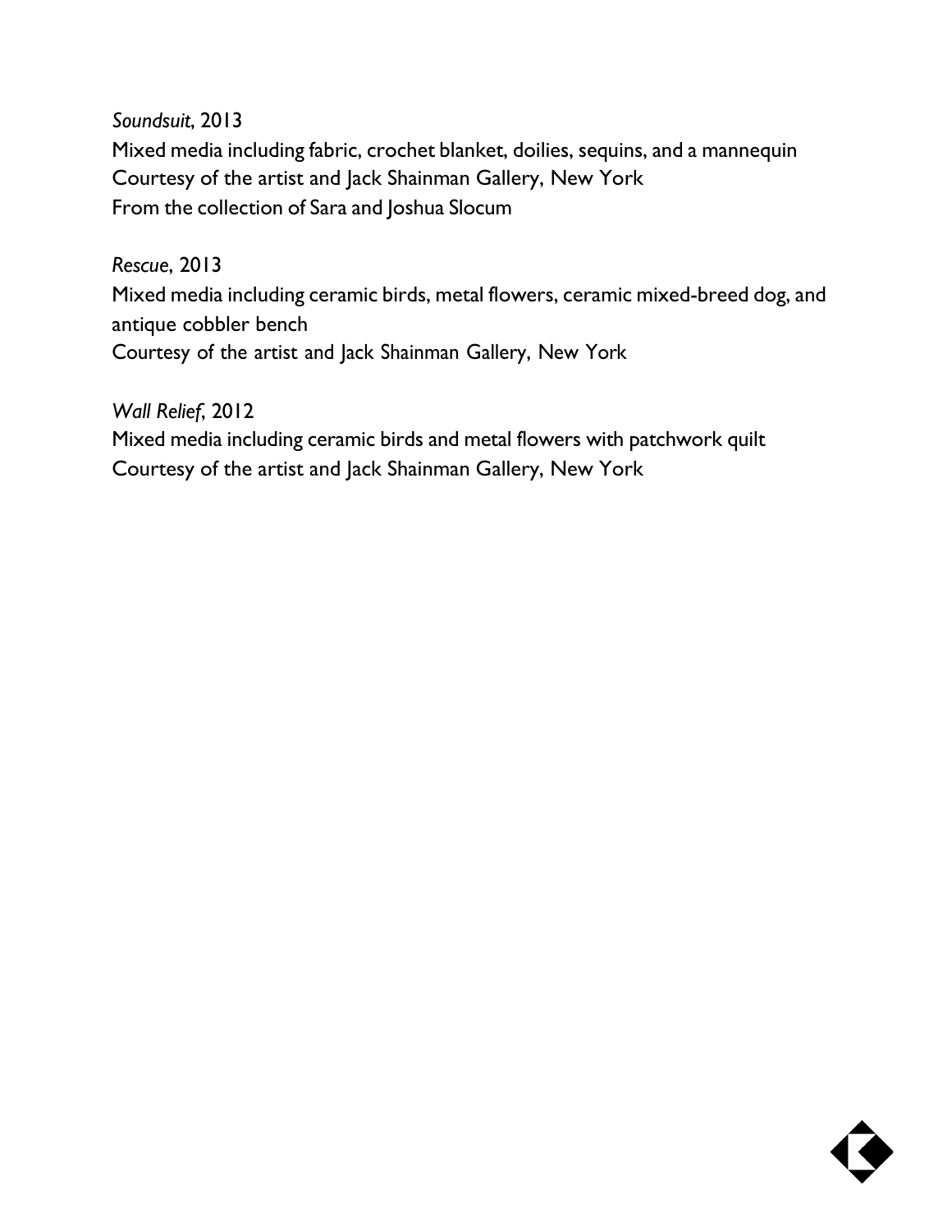*Soundsuit*, 2013
Mixed media including fabric, crochet blanket, doilies, sequins, and a mannequin
Courtesy of the artist and Jack Shainman Gallery, New York
From the collection of Sara and Joshua Slocum

*Rescue*, 2013
Mixed media including ceramic birds, metal flowers, ceramic mixed-breed dog, and antique cobbler bench
Courtesy of the artist and Jack Shainman Gallery, New York

*Wall Relief*, 2012
Mixed media including ceramic birds and metal flowers with patchwork quilt
Courtesy of the artist and Jack Shainman Gallery, New York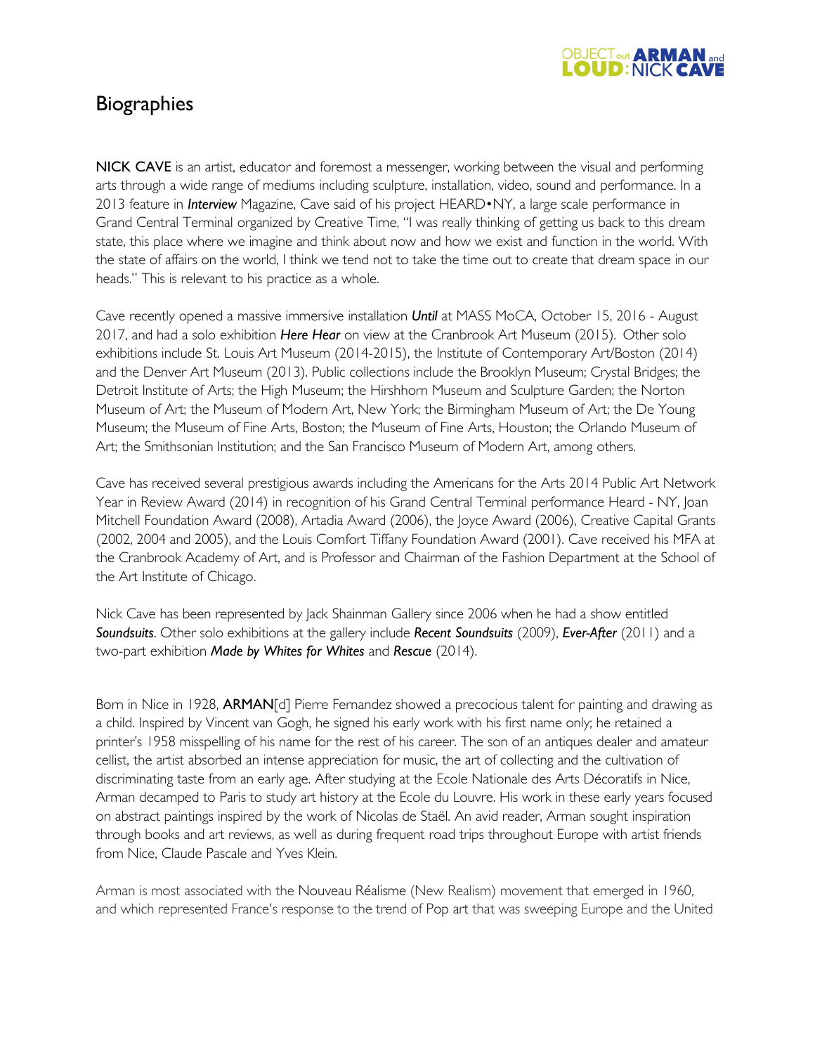# Biographies

**NICK CAVE** is an artist, educator and foremost a messenger, working between the visual and performing arts through a wide range of mediums including sculpture, installation, video, sound and performance. In a 2013 feature in ***Interview*** Magazine, Cave said of his project HEARD•NY, a large scale performance in Grand Central Terminal organized by Creative Time, "I was really thinking of getting us back to this dream state, this place where we imagine and think about now and how we exist and function in the world. With the state of affairs on the world, I think we tend not to take the time out to create that dream space in our heads." This is relevant to his practice as a whole.

Cave recently opened a massive immersive installation ***Until*** at MASS MoCA, October 15, 2016 - August 2017, and had a solo exhibition ***Here Hear*** on view at the Cranbrook Art Museum (2015). Other solo exhibitions include St. Louis Art Museum (2014-2015), the Institute of Contemporary Art/Boston (2014) and the Denver Art Museum (2013). Public collections include the Brooklyn Museum; Crystal Bridges; the Detroit Institute of Arts; the High Museum; the Hirshhorn Museum and Sculpture Garden; the Norton Museum of Art; the Museum of Modern Art, New York; the Birmingham Museum of Art; the De Young Museum; the Museum of Fine Arts, Boston; the Museum of Fine Arts, Houston; the Orlando Museum of Art; the Smithsonian Institution; and the San Francisco Museum of Modern Art, among others.

Cave has received several prestigious awards including the Americans for the Arts 2014 Public Art Network Year in Review Award (2014) in recognition of his Grand Central Terminal performance Heard - NY, Joan Mitchell Foundation Award (2008), Artadia Award (2006), the Joyce Award (2006), Creative Capital Grants (2002, 2004 and 2005), and the Louis Comfort Tiffany Foundation Award (2001). Cave received his MFA at the Cranbrook Academy of Art, and is Professor and Chairman of the Fashion Department at the School of the Art Institute of Chicago.

Nick Cave has been represented by Jack Shainman Gallery since 2006 when he had a show entitled ***Soundsuits***. Other solo exhibitions at the gallery include ***Recent Soundsuits*** (2009), ***Ever-After*** (2011) and a two-part exhibition ***Made by Whites for Whites*** and ***Rescue*** (2014).

Born in Nice in 1928, **ARMAN**[d] Pierre Fernandez showed a precocious talent for painting and drawing as a child. Inspired by Vincent van Gogh, he signed his early work with his first name only; he retained a printer's 1958 misspelling of his name for the rest of his career. The son of an antiques dealer and amateur cellist, the artist absorbed an intense appreciation for music, the art of collecting and the cultivation of discriminating taste from an early age. After studying at the Ecole Nationale des Arts Décoratifs in Nice, Arman decamped to Paris to study art history at the Ecole du Louvre. His work in these early years focused on abstract paintings inspired by the work of Nicolas de Staël. An avid reader, Arman sought inspiration through books and art reviews, as well as during frequent road trips throughout Europe with artist friends from Nice, Claude Pascale and Yves Klein.

Arman is most associated with the Nouveau Réalisme (New Realism) movement that emerged in 1960, and which represented France's response to the trend of Pop art that was sweeping Europe and the United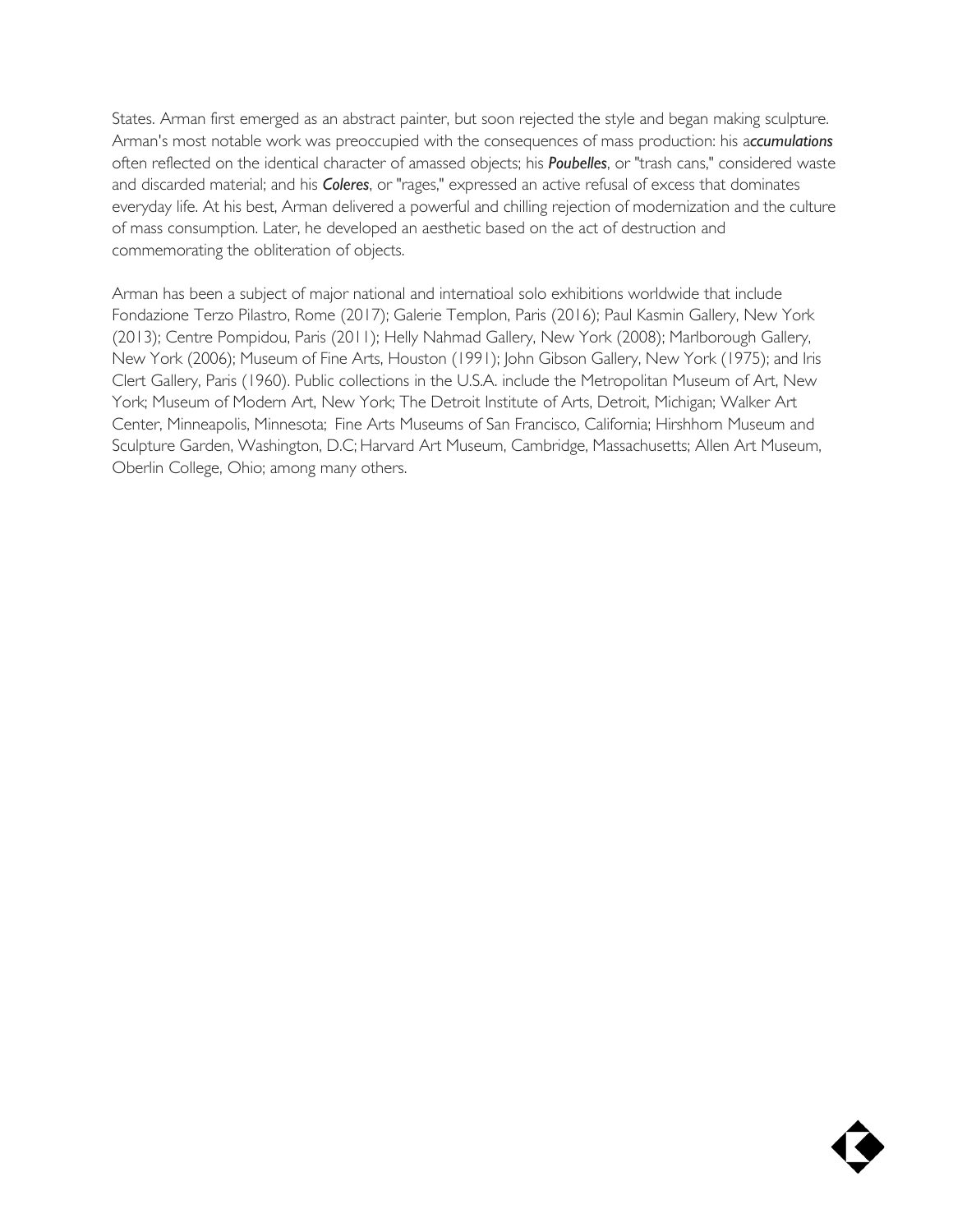States. Arman first emerged as an abstract painter, but soon rejected the style and began making sculpture. Arman's most notable work was preoccupied with the consequences of mass production: his a***ccumulations*** often reflected on the identical character of amassed objects; his ***Poubelles***, or "trash cans," considered waste and discarded material; and his ***Coleres***, or "rages," expressed an active refusal of excess that dominates everyday life. At his best, Arman delivered a powerful and chilling rejection of modernization and the culture of mass consumption. Later, he developed an aesthetic based on the act of destruction and commemorating the obliteration of objects.

Arman has been a subject of major national and internatioal solo exhibitions worldwide that include Fondazione Terzo Pilastro, Rome (2017); Galerie Templon, Paris (2016); Paul Kasmin Gallery, New York (2013); Centre Pompidou, Paris (2011); Helly Nahmad Gallery, New York (2008); Marlborough Gallery, New York (2006); Museum of Fine Arts, Houston (1991); John Gibson Gallery, New York (1975); and Iris Clert Gallery, Paris (1960). Public collections in the U.S.A. include the Metropolitan Museum of Art, New York; Museum of Modern Art, New York; The Detroit Institute of Arts, Detroit, Michigan; Walker Art Center, Minneapolis, Minnesota; Fine Arts Museums of San Francisco, California; Hirshhorn Museum and Sculpture Garden, Washington, D.C; Harvard Art Museum, Cambridge, Massachusetts; Allen Art Museum, Oberlin College, Ohio; among many others.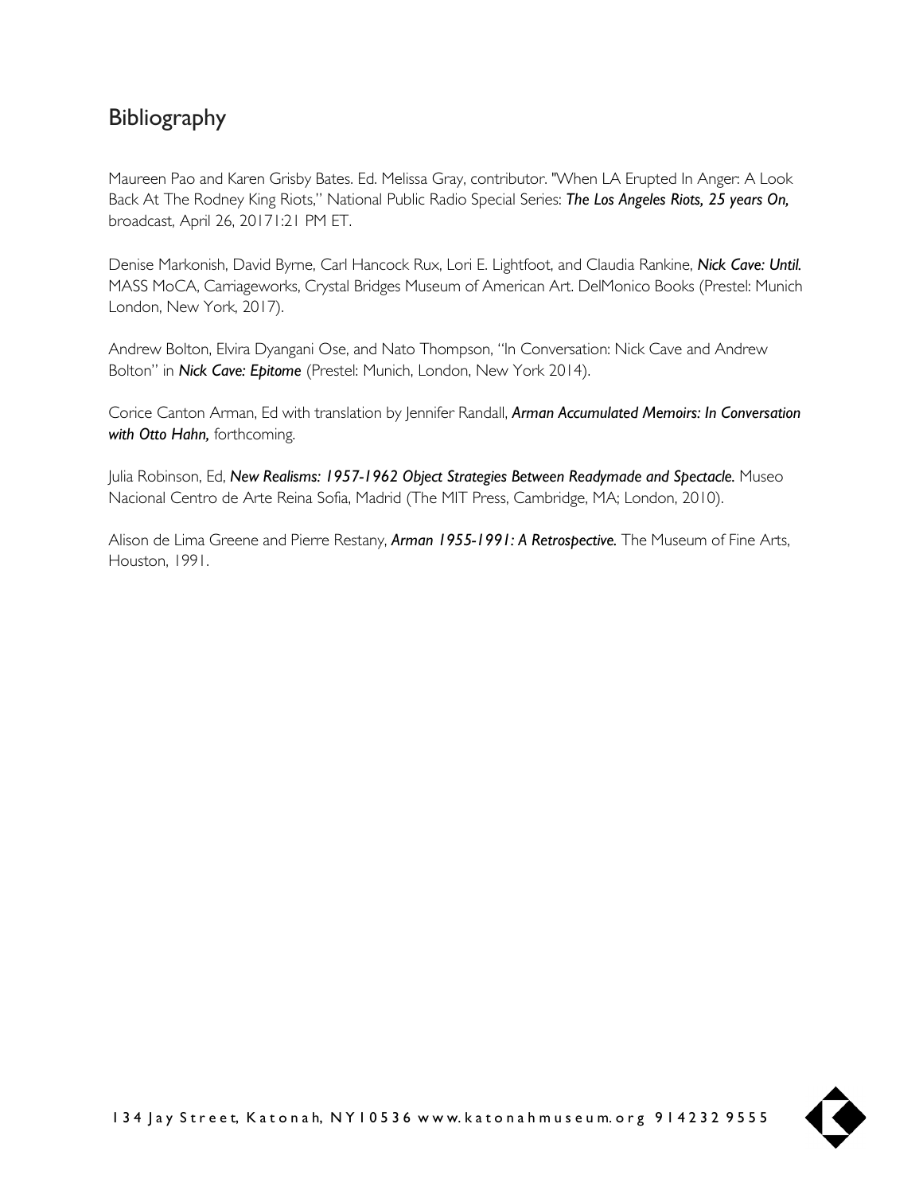## Bibliography

Maureen Pao and Karen Grisby Bates. Ed. Melissa Gray, contributor. "When LA Erupted In Anger: A Look Back At The Rodney King Riots," National Public Radio Special Series: ***The Los Angeles Riots, 25 years On,*** broadcast, April 26, 20171:21 PM ET.

Denise Markonish, David Byrne, Carl Hancock Rux, Lori E. Lightfoot, and Claudia Rankine, ***Nick Cave: Until.*** MASS MoCA, Carriageworks, Crystal Bridges Museum of American Art. DelMonico Books (Prestel: Munich London, New York, 2017).

Andrew Bolton, Elvira Dyangani Ose, and Nato Thompson, "In Conversation: Nick Cave and Andrew Bolton" in ***Nick Cave: Epitome*** (Prestel: Munich, London, New York 2014).

Corice Canton Arman, Ed with translation by Jennifer Randall, ***Arman Accumulated Memoirs: In Conversation with Otto Hahn,*** forthcoming.

Julia Robinson, Ed, ***New Realisms: 1957-1962 Object Strategies Between Readymade and Spectacle.*** Museo Nacional Centro de Arte Reina Sofia, Madrid (The MIT Press, Cambridge, MA; London, 2010).

Alison de Lima Greene and Pierre Restany, ***Arman 1955-1991: A Retrospective.*** The Museum of Fine Arts, Houston, 1991.